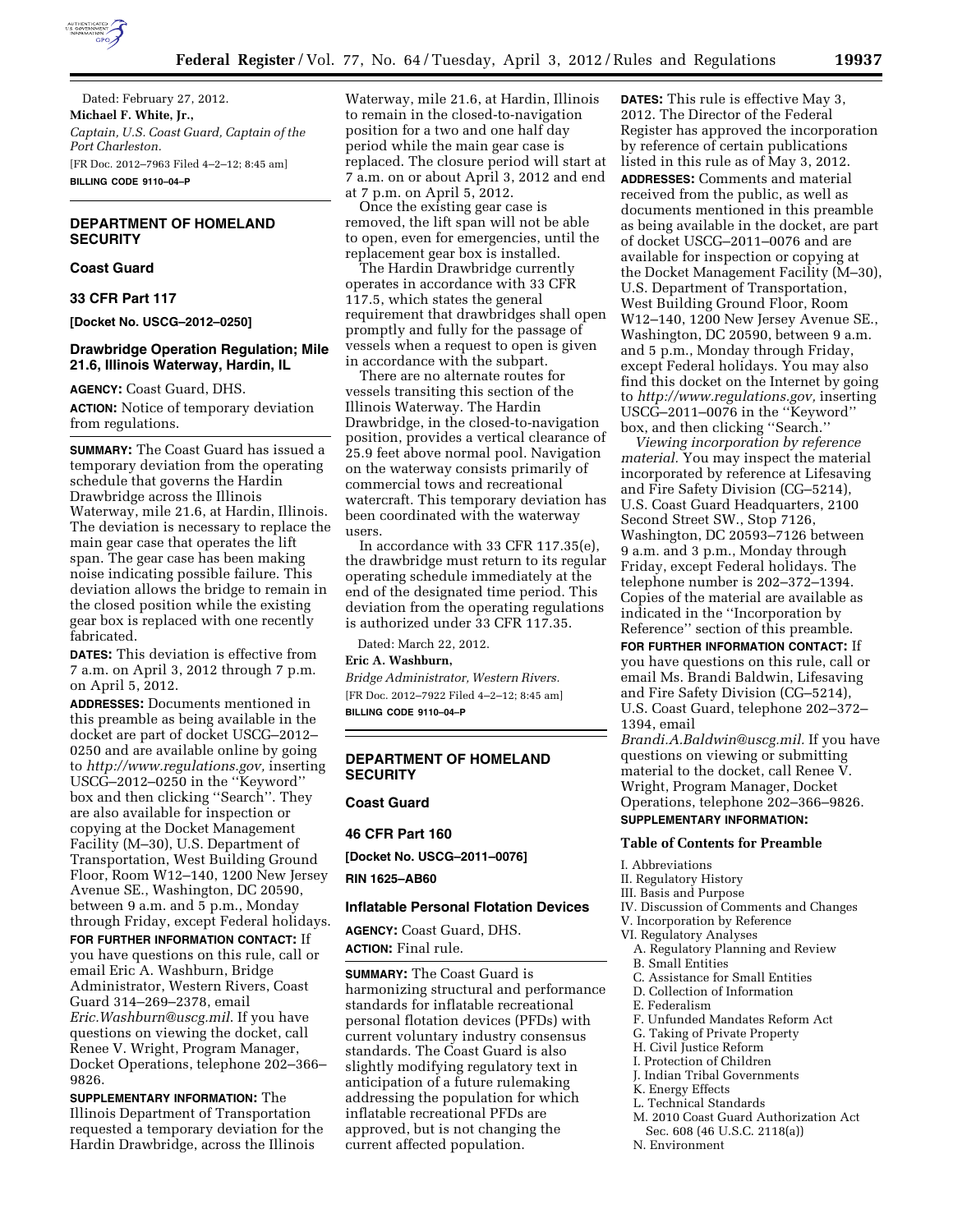Dated: February 27, 2012.

**Michael F. White, Jr.,**

*Captain, U.S. Coast Guard, Captain of the Port Charleston.*

[FR Doc. 2012–7963 Filed 4–2–12; 8:45 am]

**BILLING CODE 9110–04–P**

## DEPARTMENT OF HOMELAND SECURITY

### Coast Guard

### 33 CFR Part 117

**[Docket No. USCG–2012–0250]**

### Drawbridge Operation Regulation; Mile 21.6, Illinois Waterway, Hardin, IL

**AGENCY:** Coast Guard, DHS.

**ACTION:** Notice of temporary deviation from regulations.

**SUMMARY:** The Coast Guard has issued a temporary deviation from the operating schedule that governs the Hardin Drawbridge across the Illinois Waterway, mile 21.6, at Hardin, Illinois. The deviation is necessary to replace the main gear case that operates the lift span. The gear case has been making noise indicating possible failure. This deviation allows the bridge to remain in the closed position while the existing gear box is replaced with one recently fabricated.

**DATES:** This deviation is effective from 7 a.m. on April 3, 2012 through 7 p.m. on April 5, 2012.

**ADDRESSES:** Documents mentioned in this preamble as being available in the docket are part of docket USCG–2012–0250 and are available online by going to *http://www.regulations.gov,* inserting USCG–2012–0250 in the ''Keyword'' box and then clicking ''Search''. They are also available for inspection or copying at the Docket Management Facility (M–30), U.S. Department of Transportation, West Building Ground Floor, Room W12–140, 1200 New Jersey Avenue SE., Washington, DC 20590, between 9 a.m. and 5 p.m., Monday through Friday, except Federal holidays.

**FOR FURTHER INFORMATION CONTACT:** If you have questions on this rule, call or email Eric A. Washburn, Bridge Administrator, Western Rivers, Coast Guard 314–269–2378, email *Eric.Washburn@uscg.mil.* If you have questions on viewing the docket, call Renee V. Wright, Program Manager, Docket Operations, telephone 202–366–9826.

**SUPPLEMENTARY INFORMATION:** The Illinois Department of Transportation requested a temporary deviation for the Hardin Drawbridge, across the Illinois Waterway, mile 21.6, at Hardin, Illinois to remain in the closed-to-navigation position for a two and one half day period while the main gear case is replaced. The closure period will start at 7 a.m. on or about April 3, 2012 and end at 7 p.m. on April 5, 2012.

Once the existing gear case is removed, the lift span will not be able to open, even for emergencies, until the replacement gear box is installed.

The Hardin Drawbridge currently operates in accordance with 33 CFR 117.5, which states the general requirement that drawbridges shall open promptly and fully for the passage of vessels when a request to open is given in accordance with the subpart.

There are no alternate routes for vessels transiting this section of the Illinois Waterway. The Hardin Drawbridge, in the closed-to-navigation position, provides a vertical clearance of 25.9 feet above normal pool. Navigation on the waterway consists primarily of commercial tows and recreational watercraft. This temporary deviation has been coordinated with the waterway users.

In accordance with 33 CFR 117.35(e), the drawbridge must return to its regular operating schedule immediately at the end of the designated time period. This deviation from the operating regulations is authorized under 33 CFR 117.35.

Dated: March 22, 2012.

**Eric A. Washburn,**

*Bridge Administrator, Western Rivers.*

[FR Doc. 2012–7922 Filed 4–2–12; 8:45 am]

**BILLING CODE 9110–04–P**

## DEPARTMENT OF HOMELAND SECURITY

### Coast Guard

### 46 CFR Part 160

**[Docket No. USCG–2011–0076]**

**RIN 1625–AB60**

### Inflatable Personal Flotation Devices

**AGENCY:** Coast Guard, DHS.

**ACTION:** Final rule.

**SUMMARY:** The Coast Guard is harmonizing structural and performance standards for inflatable recreational personal flotation devices (PFDs) with current voluntary industry consensus standards. The Coast Guard is also slightly modifying regulatory text in anticipation of a future rulemaking addressing the population for which inflatable recreational PFDs are approved, but is not changing the current affected population.

**DATES:** This rule is effective May 3, 2012. The Director of the Federal Register has approved the incorporation by reference of certain publications listed in this rule as of May 3, 2012.

**ADDRESSES:** Comments and material received from the public, as well as documents mentioned in this preamble as being available in the docket, are part of docket USCG–2011–0076 and are available for inspection or copying at the Docket Management Facility (M–30), U.S. Department of Transportation, West Building Ground Floor, Room W12–140, 1200 New Jersey Avenue SE., Washington, DC 20590, between 9 a.m. and 5 p.m., Monday through Friday, except Federal holidays. You may also find this docket on the Internet by going to *http://www.regulations.gov,* inserting USCG–2011–0076 in the ''Keyword'' box, and then clicking ''Search.''

*Viewing incorporation by reference material.* You may inspect the material incorporated by reference at Lifesaving and Fire Safety Division (CG–5214), U.S. Coast Guard Headquarters, 2100 Second Street SW., Stop 7126, Washington, DC 20593–7126 between 9 a.m. and 3 p.m., Monday through Friday, except Federal holidays. The telephone number is 202–372–1394. Copies of the material are available as indicated in the ''Incorporation by Reference'' section of this preamble.

**FOR FURTHER INFORMATION CONTACT:** If you have questions on this rule, call or email Ms. Brandi Baldwin, Lifesaving and Fire Safety Division (CG–5214), U.S. Coast Guard, telephone 202–372–1394, email *Brandi.A.Baldwin@uscg.mil.* If you have questions on viewing or submitting material to the docket, call Renee V. Wright, Program Manager, Docket Operations, telephone 202–366–9826.

**SUPPLEMENTARY INFORMATION:**

#### Table of Contents for Preamble

- I. Abbreviations
- II. Regulatory History
- III. Basis and Purpose
- IV. Discussion of Comments and Changes
- V. Incorporation by Reference
- VI. Regulatory Analyses
  - A. Regulatory Planning and Review
  - B. Small Entities
  - C. Assistance for Small Entities
  - D. Collection of Information
  - E. Federalism
  - F. Unfunded Mandates Reform Act
  - G. Taking of Private Property
  - H. Civil Justice Reform
  - I. Protection of Children
  - J. Indian Tribal Governments
  - K. Energy Effects
  - L. Technical Standards
  - M. 2010 Coast Guard Authorization Act Sec. 608 (46 U.S.C. 2118(a))
  - N. Environment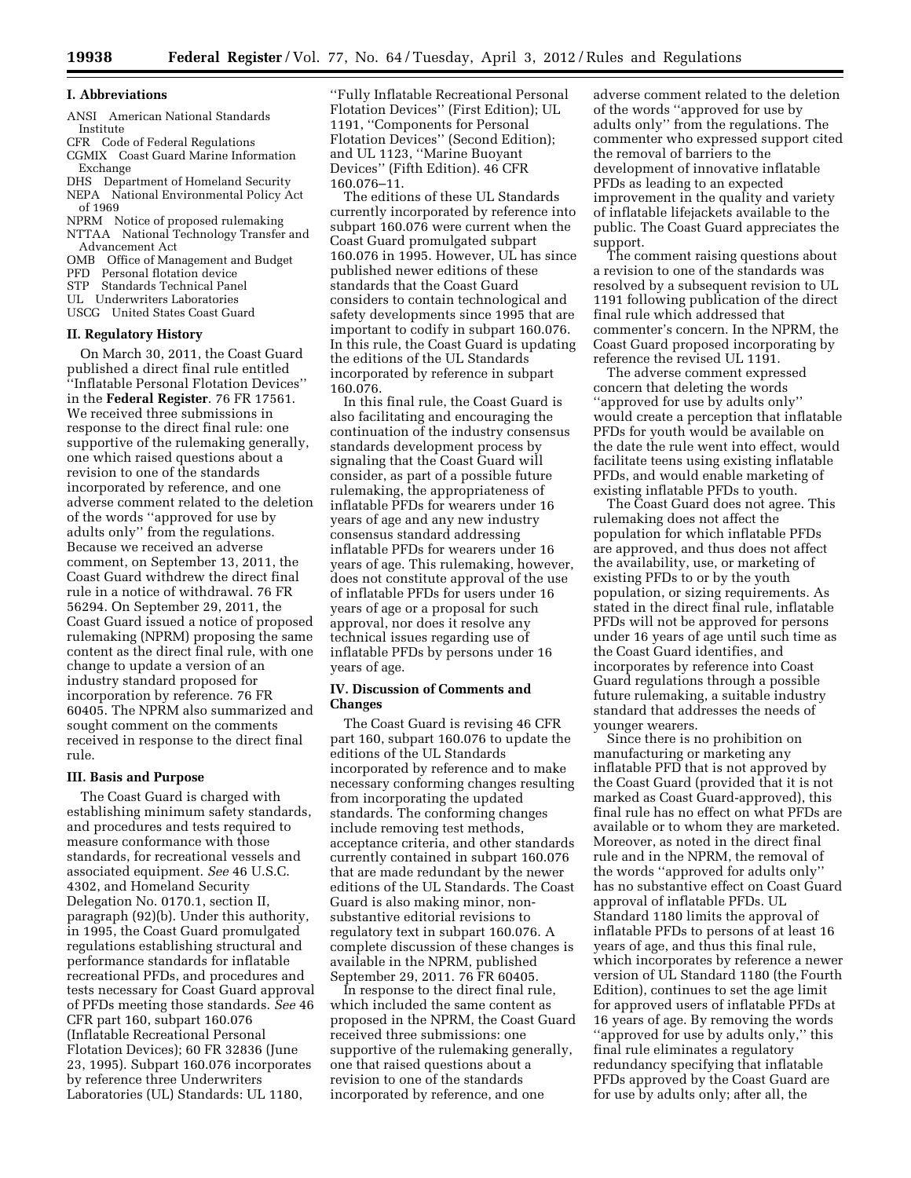## I. Abbreviations

ANSI American National Standards Institute
CFR Code of Federal Regulations
CGMIX Coast Guard Marine Information Exchange
DHS Department of Homeland Security
NEPA National Environmental Policy Act of 1969
NPRM Notice of proposed rulemaking
NTTAA National Technology Transfer and Advancement Act
OMB Office of Management and Budget
PFD Personal flotation device
STP Standards Technical Panel
UL Underwriters Laboratories
USCG United States Coast Guard

## II. Regulatory History

On March 30, 2011, the Coast Guard published a direct final rule entitled ''Inflatable Personal Flotation Devices'' in the **Federal Register**. 76 FR 17561. We received three submissions in response to the direct final rule: one supportive of the rulemaking generally, one which raised questions about a revision to one of the standards incorporated by reference, and one adverse comment related to the deletion of the words ''approved for use by adults only'' from the regulations. Because we received an adverse comment, on September 13, 2011, the Coast Guard withdrew the direct final rule in a notice of withdrawal. 76 FR 56294. On September 29, 2011, the Coast Guard issued a notice of proposed rulemaking (NPRM) proposing the same content as the direct final rule, with one change to update a version of an industry standard proposed for incorporation by reference. 76 FR 60405. The NPRM also summarized and sought comment on the comments received in response to the direct final rule.

## III. Basis and Purpose

The Coast Guard is charged with establishing minimum safety standards, and procedures and tests required to measure conformance with those standards, for recreational vessels and associated equipment. *See* 46 U.S.C. 4302, and Homeland Security Delegation No. 0170.1, section II, paragraph (92)(b). Under this authority, in 1995, the Coast Guard promulgated regulations establishing structural and performance standards for inflatable recreational PFDs, and procedures and tests necessary for Coast Guard approval of PFDs meeting those standards. *See* 46 CFR part 160, subpart 160.076 (Inflatable Recreational Personal Flotation Devices); 60 FR 32836 (June 23, 1995). Subpart 160.076 incorporates by reference three Underwriters Laboratories (UL) Standards: UL 1180, ''Fully Inflatable Recreational Personal Flotation Devices'' (First Edition); UL 1191, ''Components for Personal Flotation Devices'' (Second Edition); and UL 1123, ''Marine Buoyant Devices'' (Fifth Edition). 46 CFR 160.076–11.

The editions of these UL Standards currently incorporated by reference into subpart 160.076 were current when the Coast Guard promulgated subpart 160.076 in 1995. However, UL has since published newer editions of these standards that the Coast Guard considers to contain technological and safety developments since 1995 that are important to codify in subpart 160.076. In this rule, the Coast Guard is updating the editions of the UL Standards incorporated by reference in subpart 160.076.

In this final rule, the Coast Guard is also facilitating and encouraging the continuation of the industry consensus standards development process by signaling that the Coast Guard will consider, as part of a possible future rulemaking, the appropriateness of inflatable PFDs for wearers under 16 years of age and any new industry consensus standard addressing inflatable PFDs for wearers under 16 years of age. This rulemaking, however, does not constitute approval of the use of inflatable PFDs for users under 16 years of age or a proposal for such approval, nor does it resolve any technical issues regarding use of inflatable PFDs by persons under 16 years of age.

## IV. Discussion of Comments and Changes

The Coast Guard is revising 46 CFR part 160, subpart 160.076 to update the editions of the UL Standards incorporated by reference and to make necessary conforming changes resulting from incorporating the updated standards. The conforming changes include removing test methods, acceptance criteria, and other standards currently contained in subpart 160.076 that are made redundant by the newer editions of the UL Standards. The Coast Guard is also making minor, non-substantive editorial revisions to regulatory text in subpart 160.076. A complete discussion of these changes is available in the NPRM, published September 29, 2011. 76 FR 60405.

In response to the direct final rule, which included the same content as proposed in the NPRM, the Coast Guard received three submissions: one supportive of the rulemaking generally, one that raised questions about a revision to one of the standards incorporated by reference, and one adverse comment related to the deletion of the words ''approved for use by adults only'' from the regulations. The commenter who expressed support cited the removal of barriers to the development of innovative inflatable PFDs as leading to an expected improvement in the quality and variety of inflatable lifejackets available to the public. The Coast Guard appreciates the support.

The comment raising questions about a revision to one of the standards was resolved by a subsequent revision to UL 1191 following publication of the direct final rule which addressed that commenter's concern. In the NPRM, the Coast Guard proposed incorporating by reference the revised UL 1191.

The adverse comment expressed concern that deleting the words ''approved for use by adults only'' would create a perception that inflatable PFDs for youth would be available on the date the rule went into effect, would facilitate teens using existing inflatable PFDs, and would enable marketing of existing inflatable PFDs to youth.

The Coast Guard does not agree. This rulemaking does not affect the population for which inflatable PFDs are approved, and thus does not affect the availability, use, or marketing of existing PFDs to or by the youth population, or sizing requirements. As stated in the direct final rule, inflatable PFDs will not be approved for persons under 16 years of age until such time as the Coast Guard identifies, and incorporates by reference into Coast Guard regulations through a possible future rulemaking, a suitable industry standard that addresses the needs of younger wearers.

Since there is no prohibition on manufacturing or marketing any inflatable PFD that is not approved by the Coast Guard (provided that it is not marked as Coast Guard-approved), this final rule has no effect on what PFDs are available or to whom they are marketed. Moreover, as noted in the direct final rule and in the NPRM, the removal of the words ''approved for adults only'' has no substantive effect on Coast Guard approval of inflatable PFDs. UL Standard 1180 limits the approval of inflatable PFDs to persons of at least 16 years of age, and thus this final rule, which incorporates by reference a newer version of UL Standard 1180 (the Fourth Edition), continues to set the age limit for approved users of inflatable PFDs at 16 years of age. By removing the words ''approved for use by adults only,'' this final rule eliminates a regulatory redundancy specifying that inflatable PFDs approved by the Coast Guard are for use by adults only; after all, the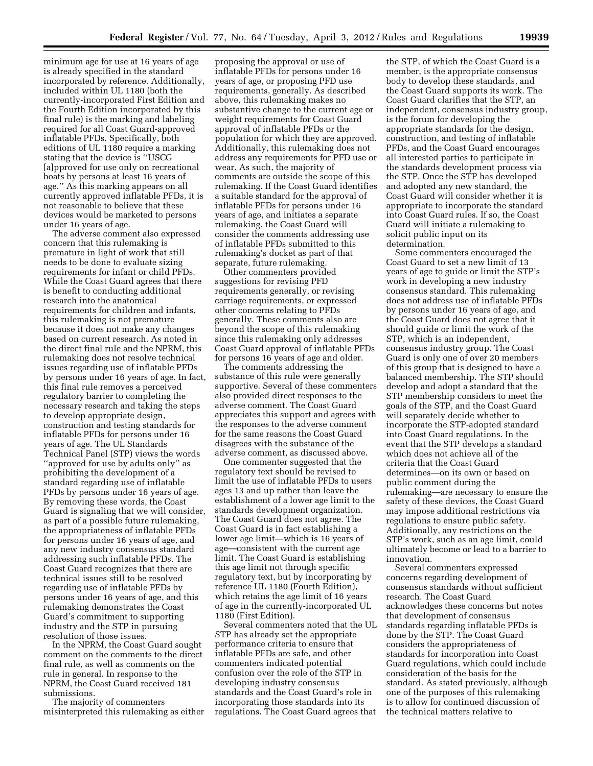minimum age for use at 16 years of age is already specified in the standard incorporated by reference. Additionally, included within UL 1180 (both the currently-incorporated First Edition and the Fourth Edition incorporated by this final rule) is the marking and labeling required for all Coast Guard-approved inflatable PFDs. Specifically, both editions of UL 1180 require a marking stating that the device is ''USCG [a]pproved for use only on recreational boats by persons at least 16 years of age.'' As this marking appears on all currently approved inflatable PFDs, it is not reasonable to believe that these devices would be marketed to persons under 16 years of age.

The adverse comment also expressed concern that this rulemaking is premature in light of work that still needs to be done to evaluate sizing requirements for infant or child PFDs. While the Coast Guard agrees that there is benefit to conducting additional research into the anatomical requirements for children and infants, this rulemaking is not premature because it does not make any changes based on current research. As noted in the direct final rule and the NPRM, this rulemaking does not resolve technical issues regarding use of inflatable PFDs by persons under 16 years of age. In fact, this final rule removes a perceived regulatory barrier to completing the necessary research and taking the steps to develop appropriate design, construction and testing standards for inflatable PFDs for persons under 16 years of age. The UL Standards Technical Panel (STP) views the words ''approved for use by adults only'' as prohibiting the development of a standard regarding use of inflatable PFDs by persons under 16 years of age. By removing these words, the Coast Guard is signaling that we will consider, as part of a possible future rulemaking, the appropriateness of inflatable PFDs for persons under 16 years of age, and any new industry consensus standard addressing such inflatable PFDs. The Coast Guard recognizes that there are technical issues still to be resolved regarding use of inflatable PFDs by persons under 16 years of age, and this rulemaking demonstrates the Coast Guard's commitment to supporting industry and the STP in pursuing resolution of those issues.

In the NPRM, the Coast Guard sought comment on the comments to the direct final rule, as well as comments on the rule in general. In response to the NPRM, the Coast Guard received 181 submissions.

The majority of commenters misinterpreted this rulemaking as either proposing the approval or use of inflatable PFDs for persons under 16 years of age, or proposing PFD use requirements, generally. As described above, this rulemaking makes no substantive change to the current age or weight requirements for Coast Guard approval of inflatable PFDs or the population for which they are approved. Additionally, this rulemaking does not address any requirements for PFD use or wear. As such, the majority of comments are outside the scope of this rulemaking. If the Coast Guard identifies a suitable standard for the approval of inflatable PFDs for persons under 16 years of age, and initiates a separate rulemaking, the Coast Guard will consider the comments addressing use of inflatable PFDs submitted to this rulemaking's docket as part of that separate, future rulemaking.

Other commenters provided suggestions for revising PFD requirements generally, or revising carriage requirements, or expressed other concerns relating to PFDs generally. These comments also are beyond the scope of this rulemaking since this rulemaking only addresses Coast Guard approval of inflatable PFDs for persons 16 years of age and older.

The comments addressing the substance of this rule were generally supportive. Several of these commenters also provided direct responses to the adverse comment. The Coast Guard appreciates this support and agrees with the responses to the adverse comment for the same reasons the Coast Guard disagrees with the substance of the adverse comment, as discussed above.

One commenter suggested that the regulatory text should be revised to limit the use of inflatable PFDs to users ages 13 and up rather than leave the establishment of a lower age limit to the standards development organization. The Coast Guard does not agree. The Coast Guard is in fact establishing a lower age limit—which is 16 years of age—consistent with the current age limit. The Coast Guard is establishing this age limit not through specific regulatory text, but by incorporating by reference UL 1180 (Fourth Edition), which retains the age limit of 16 years of age in the currently-incorporated UL 1180 (First Edition).

Several commenters noted that the UL STP has already set the appropriate performance criteria to ensure that inflatable PFDs are safe, and other commenters indicated potential confusion over the role of the STP in developing industry consensus standards and the Coast Guard's role in incorporating those standards into its regulations. The Coast Guard agrees that the STP, of which the Coast Guard is a member, is the appropriate consensus body to develop these standards, and the Coast Guard supports its work. The Coast Guard clarifies that the STP, an independent, consensus industry group, is the forum for developing the appropriate standards for the design, construction, and testing of inflatable PFDs, and the Coast Guard encourages all interested parties to participate in the standards development process via the STP. Once the STP has developed and adopted any new standard, the Coast Guard will consider whether it is appropriate to incorporate the standard into Coast Guard rules. If so, the Coast Guard will initiate a rulemaking to solicit public input on its determination.

Some commenters encouraged the Coast Guard to set a new limit of 13 years of age to guide or limit the STP's work in developing a new industry consensus standard. This rulemaking does not address use of inflatable PFDs by persons under 16 years of age, and the Coast Guard does not agree that it should guide or limit the work of the STP, which is an independent, consensus industry group. The Coast Guard is only one of over 20 members of this group that is designed to have a balanced membership. The STP should develop and adopt a standard that the STP membership considers to meet the goals of the STP, and the Coast Guard will separately decide whether to incorporate the STP-adopted standard into Coast Guard regulations. In the event that the STP develops a standard which does not achieve all of the criteria that the Coast Guard determines—on its own or based on public comment during the rulemaking—are necessary to ensure the safety of these devices, the Coast Guard may impose additional restrictions via regulations to ensure public safety. Additionally, any restrictions on the STP's work, such as an age limit, could ultimately become or lead to a barrier to innovation.

Several commenters expressed concerns regarding development of consensus standards without sufficient research. The Coast Guard acknowledges these concerns but notes that development of consensus standards regarding inflatable PFDs is done by the STP. The Coast Guard considers the appropriateness of standards for incorporation into Coast Guard regulations, which could include consideration of the basis for the standard. As stated previously, although one of the purposes of this rulemaking is to allow for continued discussion of the technical matters relative to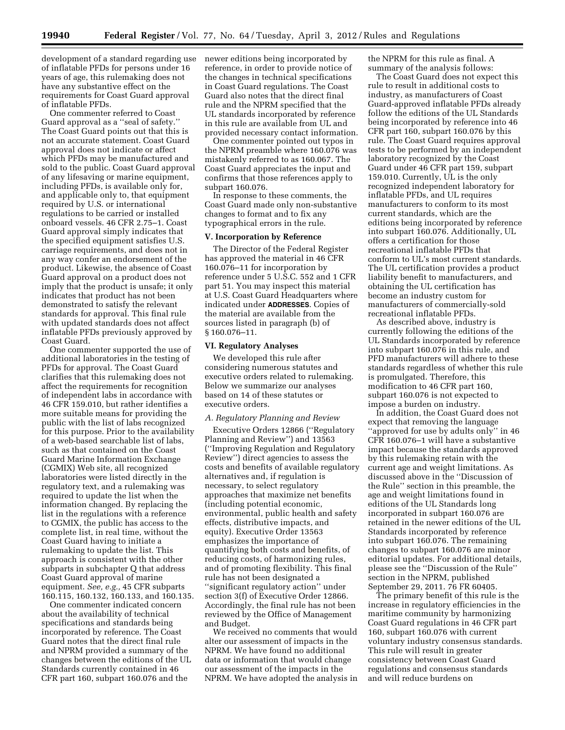development of a standard regarding use of inflatable PFDs for persons under 16 years of age, this rulemaking does not have any substantive effect on the requirements for Coast Guard approval of inflatable PFDs.

One commenter referred to Coast Guard approval as a ''seal of safety.'' The Coast Guard points out that this is not an accurate statement. Coast Guard approval does not indicate or affect which PFDs may be manufactured and sold to the public. Coast Guard approval of any lifesaving or marine equipment, including PFDs, is available only for, and applicable only to, that equipment required by U.S. or international regulations to be carried or installed onboard vessels. 46 CFR 2.75–1. Coast Guard approval simply indicates that the specified equipment satisfies U.S. carriage requirements, and does not in any way confer an endorsement of the product. Likewise, the absence of Coast Guard approval on a product does not imply that the product is unsafe; it only indicates that product has not been demonstrated to satisfy the relevant standards for approval. This final rule with updated standards does not affect inflatable PFDs previously approved by Coast Guard.

One commenter supported the use of additional laboratories in the testing of PFDs for approval. The Coast Guard clarifies that this rulemaking does not affect the requirements for recognition of independent labs in accordance with 46 CFR 159.010, but rather identifies a more suitable means for providing the public with the list of labs recognized for this purpose. Prior to the availability of a web-based searchable list of labs, such as that contained on the Coast Guard Marine Information Exchange (CGMIX) Web site, all recognized laboratories were listed directly in the regulatory text, and a rulemaking was required to update the list when the information changed. By replacing the list in the regulations with a reference to CGMIX, the public has access to the complete list, in real time, without the Coast Guard having to initiate a rulemaking to update the list. This approach is consistent with the other subparts in subchapter Q that address Coast Guard approval of marine equipment. *See, e.g.,* 45 CFR subparts 160.115, 160.132, 160.133, and 160.135.

One commenter indicated concern about the availability of technical specifications and standards being incorporated by reference. The Coast Guard notes that the direct final rule and NPRM provided a summary of the changes between the editions of the UL Standards currently contained in 46 CFR part 160, subpart 160.076 and the newer editions being incorporated by reference, in order to provide notice of the changes in technical specifications in Coast Guard regulations. The Coast Guard also notes that the direct final rule and the NPRM specified that the UL standards incorporated by reference in this rule are available from UL and provided necessary contact information.

One commenter pointed out typos in the NPRM preamble where 160.076 was mistakenly referred to as 160.067. The Coast Guard appreciates the input and confirms that those references apply to subpart 160.076.

In response to these comments, the Coast Guard made only non-substantive changes to format and to fix any typographical errors in the rule.

## V. Incorporation by Reference

The Director of the Federal Register has approved the material in 46 CFR 160.076–11 for incorporation by reference under 5 U.S.C. 552 and 1 CFR part 51. You may inspect this material at U.S. Coast Guard Headquarters where indicated under **ADDRESSES**. Copies of the material are available from the sources listed in paragraph (b) of § 160.076–11.

## VI. Regulatory Analyses

We developed this rule after considering numerous statutes and executive orders related to rulemaking. Below we summarize our analyses based on 14 of these statutes or executive orders.

### *A. Regulatory Planning and Review*

Executive Orders 12866 (''Regulatory Planning and Review'') and 13563 (''Improving Regulation and Regulatory Review'') direct agencies to assess the costs and benefits of available regulatory alternatives and, if regulation is necessary, to select regulatory approaches that maximize net benefits (including potential economic, environmental, public health and safety effects, distributive impacts, and equity). Executive Order 13563 emphasizes the importance of quantifying both costs and benefits, of reducing costs, of harmonizing rules, and of promoting flexibility. This final rule has not been designated a ''significant regulatory action'' under section 3(f) of Executive Order 12866. Accordingly, the final rule has not been reviewed by the Office of Management and Budget.

We received no comments that would alter our assessment of impacts in the NPRM. We have found no additional data or information that would change our assessment of the impacts in the NPRM. We have adopted the analysis in the NPRM for this rule as final. A summary of the analysis follows:

The Coast Guard does not expect this rule to result in additional costs to industry, as manufacturers of Coast Guard-approved inflatable PFDs already follow the editions of the UL Standards being incorporated by reference into 46 CFR part 160, subpart 160.076 by this rule. The Coast Guard requires approval tests to be performed by an independent laboratory recognized by the Coast Guard under 46 CFR part 159, subpart 159.010. Currently, UL is the only recognized independent laboratory for inflatable PFDs, and UL requires manufacturers to conform to its most current standards, which are the editions being incorporated by reference into subpart 160.076. Additionally, UL offers a certification for those recreational inflatable PFDs that conform to UL's most current standards. The UL certification provides a product liability benefit to manufacturers, and obtaining the UL certification has become an industry custom for manufacturers of commercially-sold recreational inflatable PFDs.

As described above, industry is currently following the editions of the UL Standards incorporated by reference into subpart 160.076 in this rule, and PFD manufacturers will adhere to these standards regardless of whether this rule is promulgated. Therefore, this modification to 46 CFR part 160, subpart 160.076 is not expected to impose a burden on industry.

In addition, the Coast Guard does not expect that removing the language ''approved for use by adults only'' in 46 CFR 160.076–1 will have a substantive impact because the standards approved by this rulemaking retain with the current age and weight limitations. As discussed above in the ''Discussion of the Rule'' section in this preamble, the age and weight limitations found in editions of the UL Standards long incorporated in subpart 160.076 are retained in the newer editions of the UL Standards incorporated by reference into subpart 160.076. The remaining changes to subpart 160.076 are minor editorial updates. For additional details, please see the ''Discussion of the Rule'' section in the NPRM, published September 29, 2011. 76 FR 60405.

The primary benefit of this rule is the increase in regulatory efficiencies in the maritime community by harmonizing Coast Guard regulations in 46 CFR part 160, subpart 160.076 with current voluntary industry consensus standards. This rule will result in greater consistency between Coast Guard regulations and consensus standards and will reduce burdens on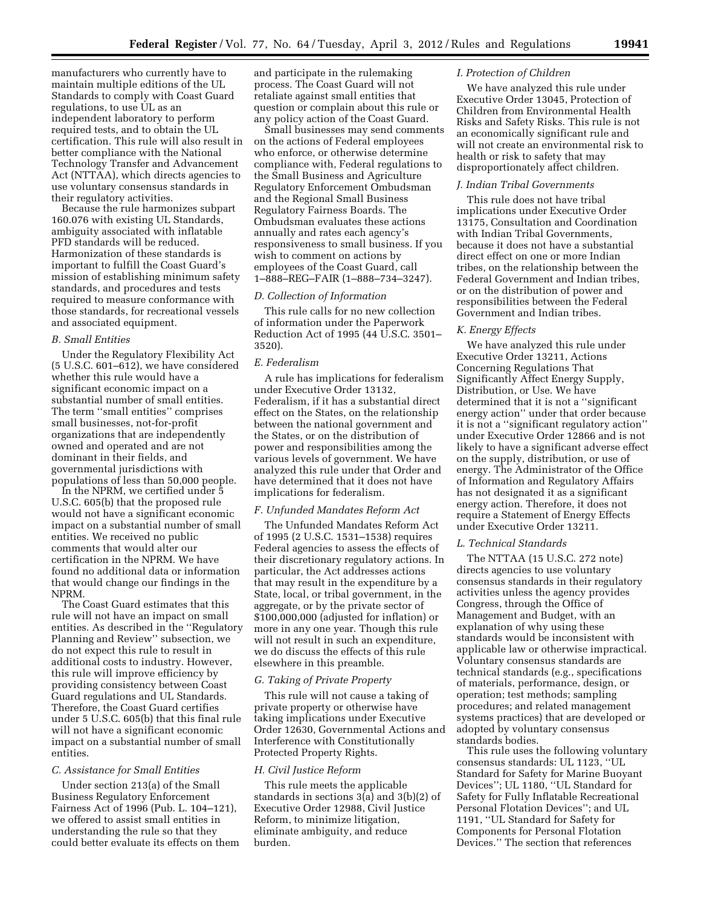manufacturers who currently have to maintain multiple editions of the UL Standards to comply with Coast Guard regulations, to use UL as an independent laboratory to perform required tests, and to obtain the UL certification. This rule will also result in better compliance with the National Technology Transfer and Advancement Act (NTTAA), which directs agencies to use voluntary consensus standards in their regulatory activities.

Because the rule harmonizes subpart 160.076 with existing UL Standards, ambiguity associated with inflatable PFD standards will be reduced. Harmonization of these standards is important to fulfill the Coast Guard's mission of establishing minimum safety standards, and procedures and tests required to measure conformance with those standards, for recreational vessels and associated equipment.

### *B. Small Entities*

Under the Regulatory Flexibility Act (5 U.S.C. 601–612), we have considered whether this rule would have a significant economic impact on a substantial number of small entities. The term ''small entities'' comprises small businesses, not-for-profit organizations that are independently owned and operated and are not dominant in their fields, and governmental jurisdictions with populations of less than 50,000 people.

In the NPRM, we certified under 5 U.S.C. 605(b) that the proposed rule would not have a significant economic impact on a substantial number of small entities. We received no public comments that would alter our certification in the NPRM. We have found no additional data or information that would change our findings in the NPRM.

The Coast Guard estimates that this rule will not have an impact on small entities. As described in the ''Regulatory Planning and Review'' subsection, we do not expect this rule to result in additional costs to industry. However, this rule will improve efficiency by providing consistency between Coast Guard regulations and UL Standards. Therefore, the Coast Guard certifies under 5 U.S.C. 605(b) that this final rule will not have a significant economic impact on a substantial number of small entities.

### *C. Assistance for Small Entities*

Under section 213(a) of the Small Business Regulatory Enforcement Fairness Act of 1996 (Pub. L. 104–121), we offered to assist small entities in understanding the rule so that they could better evaluate its effects on them and participate in the rulemaking process. The Coast Guard will not retaliate against small entities that question or complain about this rule or any policy action of the Coast Guard.

Small businesses may send comments on the actions of Federal employees who enforce, or otherwise determine compliance with, Federal regulations to the Small Business and Agriculture Regulatory Enforcement Ombudsman and the Regional Small Business Regulatory Fairness Boards. The Ombudsman evaluates these actions annually and rates each agency's responsiveness to small business. If you wish to comment on actions by employees of the Coast Guard, call 1–888–REG–FAIR (1–888–734–3247).

### *D. Collection of Information*

This rule calls for no new collection of information under the Paperwork Reduction Act of 1995 (44 U.S.C. 3501–3520).

### *E. Federalism*

A rule has implications for federalism under Executive Order 13132, Federalism, if it has a substantial direct effect on the States, on the relationship between the national government and the States, or on the distribution of power and responsibilities among the various levels of government. We have analyzed this rule under that Order and have determined that it does not have implications for federalism.

### *F. Unfunded Mandates Reform Act*

The Unfunded Mandates Reform Act of 1995 (2 U.S.C. 1531–1538) requires Federal agencies to assess the effects of their discretionary regulatory actions. In particular, the Act addresses actions that may result in the expenditure by a State, local, or tribal government, in the aggregate, or by the private sector of $100,000,000 (adjusted for inflation) or more in any one year. Though this rule will not result in such an expenditure, we do discuss the effects of this rule elsewhere in this preamble.

### *G. Taking of Private Property*

This rule will not cause a taking of private property or otherwise have taking implications under Executive Order 12630, Governmental Actions and Interference with Constitutionally Protected Property Rights.

### *H. Civil Justice Reform*

This rule meets the applicable standards in sections 3(a) and 3(b)(2) of Executive Order 12988, Civil Justice Reform, to minimize litigation, eliminate ambiguity, and reduce burden.

### *I. Protection of Children*

We have analyzed this rule under Executive Order 13045, Protection of Children from Environmental Health Risks and Safety Risks. This rule is not an economically significant rule and will not create an environmental risk to health or risk to safety that may disproportionately affect children.

### *J. Indian Tribal Governments*

This rule does not have tribal implications under Executive Order 13175, Consultation and Coordination with Indian Tribal Governments, because it does not have a substantial direct effect on one or more Indian tribes, on the relationship between the Federal Government and Indian tribes, or on the distribution of power and responsibilities between the Federal Government and Indian tribes.

### *K. Energy Effects*

We have analyzed this rule under Executive Order 13211, Actions Concerning Regulations That Significantly Affect Energy Supply, Distribution, or Use. We have determined that it is not a ''significant energy action'' under that order because it is not a ''significant regulatory action'' under Executive Order 12866 and is not likely to have a significant adverse effect on the supply, distribution, or use of energy. The Administrator of the Office of Information and Regulatory Affairs has not designated it as a significant energy action. Therefore, it does not require a Statement of Energy Effects under Executive Order 13211.

### *L. Technical Standards*

The NTTAA (15 U.S.C. 272 note) directs agencies to use voluntary consensus standards in their regulatory activities unless the agency provides Congress, through the Office of Management and Budget, with an explanation of why using these standards would be inconsistent with applicable law or otherwise impractical. Voluntary consensus standards are technical standards (e.g., specifications of materials, performance, design, or operation; test methods; sampling procedures; and related management systems practices) that are developed or adopted by voluntary consensus standards bodies.

This rule uses the following voluntary consensus standards: UL 1123, ''UL Standard for Safety for Marine Buoyant Devices''; UL 1180, ''UL Standard for Safety for Fully Inflatable Recreational Personal Flotation Devices''; and UL 1191, ''UL Standard for Safety for Components for Personal Flotation Devices.'' The section that references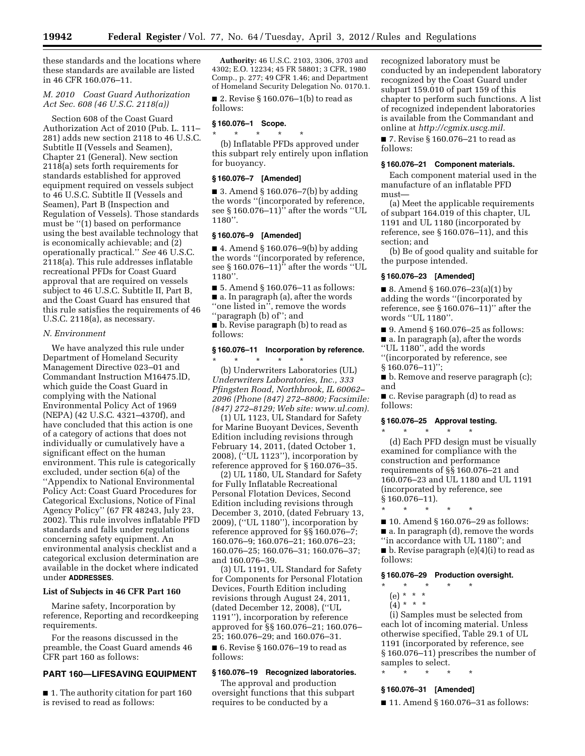these standards and the locations where these standards are available are listed in 46 CFR 160.076–11.

### *M. 2010 Coast Guard Authorization Act Sec. 608 (46 U.S.C. 2118(a))*

Section 608 of the Coast Guard Authorization Act of 2010 (Pub. L. 111–281) adds new section 2118 to 46 U.S.C. Subtitle II (Vessels and Seamen), Chapter 21 (General). New section 2118(a) sets forth requirements for standards established for approved equipment required on vessels subject to 46 U.S.C. Subtitle II (Vessels and Seamen), Part B (Inspection and Regulation of Vessels). Those standards must be ''(1) based on performance using the best available technology that is economically achievable; and (2) operationally practical.'' *See* 46 U.S.C. 2118(a). This rule addresses inflatable recreational PFDs for Coast Guard approval that are required on vessels subject to 46 U.S.C. Subtitle II, Part B, and the Coast Guard has ensured that this rule satisfies the requirements of 46 U.S.C. 2118(a), as necessary.

### *N. Environment*

We have analyzed this rule under Department of Homeland Security Management Directive 023–01 and Commandant Instruction M16475.lD, which guide the Coast Guard in complying with the National Environmental Policy Act of 1969 (NEPA) (42 U.S.C. 4321–4370f), and have concluded that this action is one of a category of actions that does not individually or cumulatively have a significant effect on the human environment. This rule is categorically excluded, under section 6(a) of the ''Appendix to National Environmental Policy Act: Coast Guard Procedures for Categorical Exclusions, Notice of Final Agency Policy'' (67 FR 48243, July 23, 2002). This rule involves inflatable PFD standards and falls under regulations concerning safety equipment. An environmental analysis checklist and a categorical exclusion determination are available in the docket where indicated under **ADDRESSES**.

**List of Subjects in 46 CFR Part 160**

Marine safety, Incorporation by reference, Reporting and recordkeeping requirements.

For the reasons discussed in the preamble, the Coast Guard amends 46 CFR part 160 as follows:

## PART 160—LIFESAVING EQUIPMENT

■ 1. The authority citation for part 160 is revised to read as follows:

**Authority:** 46 U.S.C. 2103, 3306, 3703 and 4302; E.O. 12234; 45 FR 58801; 3 CFR, 1980 Comp., p. 277; 49 CFR 1.46; and Department of Homeland Security Delegation No. 0170.1.

■ 2. Revise § 160.076–1(b) to read as follows:

### § 160.076–1 Scope.

\* \* \* \* \*

(b) Inflatable PFDs approved under this subpart rely entirely upon inflation for buoyancy.

### § 160.076–7 [Amended]

■ 3. Amend § 160.076–7(b) by adding the words ''(incorporated by reference, see § 160.076–11)'' after the words ''UL 1180''.

### § 160.076–9 [Amended]

■ 4. Amend § 160.076–9(b) by adding the words ''(incorporated by reference, see § 160.076–11)'' after the words ''UL 1180''.

■ 5. Amend § 160.076–11 as follows:

■ a. In paragraph (a), after the words ''one listed in'', remove the words ''paragraph (b) of''; and

■ b. Revise paragraph (b) to read as follows:

### § 160.076–11 Incorporation by reference.

\* \* \* \* \*

(b) Underwriters Laboratories (UL) *Underwriters Laboratories, Inc., 333 Pfingsten Road, Northbrook, IL 60062–2096 (Phone (847) 272–8800; Facsimile: (847) 272–8129; Web site: www.ul.com).*

(1) UL 1123, UL Standard for Safety for Marine Buoyant Devices, Seventh Edition including revisions through February 14, 2011, (dated October 1, 2008), (''UL 1123''), incorporation by reference approved for § 160.076–35.

(2) UL 1180, UL Standard for Safety for Fully Inflatable Recreational Personal Flotation Devices, Second Edition including revisions through December 3, 2010, (dated February 13, 2009), (''UL 1180''), incorporation by reference approved for §§ 160.076–7; 160.076–9; 160.076–21; 160.076–23; 160.076–25; 160.076–31; 160.076–37; and 160.076–39.

(3) UL 1191, UL Standard for Safety for Components for Personal Flotation Devices, Fourth Edition including revisions through August 24, 2011, (dated December 12, 2008), (''UL 1191''), incorporation by reference approved for §§ 160.076–21; 160.076–25; 160.076–29; and 160.076–31.

■ 6. Revise § 160.076–19 to read as follows:

### § 160.076–19 Recognized laboratories.

The approval and production oversight functions that this subpart requires to be conducted by a recognized laboratory must be conducted by an independent laboratory recognized by the Coast Guard under subpart 159.010 of part 159 of this chapter to perform such functions. A list of recognized independent laboratories is available from the Commandant and online at *http://cgmix.uscg.mil.*

■ 7. Revise § 160.076–21 to read as follows:

### § 160.076–21 Component materials.

Each component material used in the manufacture of an inflatable PFD must—

(a) Meet the applicable requirements of subpart 164.019 of this chapter, UL 1191 and UL 1180 (incorporated by reference, see § 160.076–11), and this section; and

(b) Be of good quality and suitable for the purpose intended.

### § 160.076–23 [Amended]

■ 8. Amend § 160.076–23(a)(1) by adding the words ''(incorporated by reference, see § 160.076–11)'' after the words ''UL 1180''.

■ 9. Amend § 160.076–25 as follows:

■ a. In paragraph (a), after the words ''UL 1180'', add the words ''(incorporated by reference, see § 160.076–11)'';

■ b. Remove and reserve paragraph (c); and

■ c. Revise paragraph (d) to read as follows:

### § 160.076–25 Approval testing.

\* \* \* \* \*

(d) Each PFD design must be visually examined for compliance with the construction and performance requirements of §§ 160.076–21 and 160.076–23 and UL 1180 and UL 1191 (incorporated by reference, see § 160.076–11).

\* \* \* \* \*

■ 10. Amend § 160.076–29 as follows:

■ a. In paragraph (d), remove the words ''in accordance with UL 1180''; and

■ b. Revise paragraph (e)(4)(i) to read as follows:

### § 160.076–29 Production oversight.

\* \* \* \* \*

(e) \* \* \*

(4) \* \* \*

(i) Samples must be selected from each lot of incoming material. Unless otherwise specified, Table 29.1 of UL 1191 (incorporated by reference, see § 160.076–11) prescribes the number of samples to select.

\* \* \* \* \*

### § 160.076–31 [Amended]

■ 11. Amend § 160.076–31 as follows: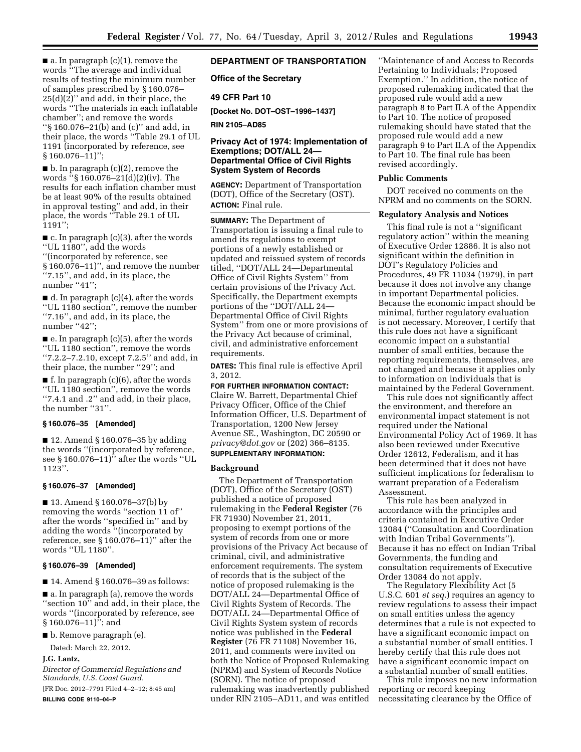■ a. In paragraph (c)(1), remove the words "The average and individual results of testing the minimum number of samples prescribed by § 160.076–25(d)(2)" and add, in their place, the words "The materials in each inflatable chamber"; and remove the words "§ 160.076–21(b) and (c)" and add, in their place, the words "Table 29.1 of UL 1191 (incorporated by reference, see § 160.076–11)";

■ b. In paragraph (c)(2), remove the words "§ 160.076–21(d)(2)(iv). The results for each inflation chamber must be at least 90% of the results obtained in approval testing" and add, in their place, the words "Table 29.1 of UL 1191";

■ c. In paragraph (c)(3), after the words "UL 1180", add the words "(incorporated by reference, see § 160.076–11)", and remove the number "7.15", and add, in its place, the number "41";

■ d. In paragraph (c)(4), after the words "UL 1180 section", remove the number "7.16", and add, in its place, the number "42";

■ e. In paragraph (c)(5), after the words "UL 1180 section", remove the words "7.2.2–7.2.10, except 7.2.5" and add, in their place, the number "29"; and

■ f. In paragraph (c)(6), after the words "UL 1180 section", remove the words "7.4.1 and .2" and add, in their place, the number "31".

### § 160.076–35 [Amended]

■ 12. Amend § 160.076–35 by adding the words "(incorporated by reference, see § 160.076–11)" after the words "UL 1123".

### § 160.076–37 [Amended]

■ 13. Amend § 160.076–37(b) by removing the words "section 11 of" after the words "specified in" and by adding the words "(incorporated by reference, see § 160.076–11)" after the words "UL 1180".

### § 160.076–39 [Amended]

■ 14. Amend § 160.076–39 as follows:

■ a. In paragraph (a), remove the words "section 10" and add, in their place, the words "(incorporated by reference, see § 160.076–11)"; and

■ b. Remove paragraph (e).

Dated: March 22, 2012.

**J.G. Lantz,**

*Director of Commercial Regulations and Standards, U.S. Coast Guard.*

[FR Doc. 2012–7791 Filed 4–2–12; 8:45 am]

**BILLING CODE 9110–04–P**

## DEPARTMENT OF TRANSPORTATION

### Office of the Secretary

### 49 CFR Part 10

**[Docket No. DOT–OST–1996–1437]**

**RIN 2105–AD85**

## Privacy Act of 1974: Implementation of Exemptions; DOT/ALL 24—Departmental Office of Civil Rights System System of Records

**AGENCY:** Department of Transportation (DOT), Office of the Secretary (OST).

**ACTION:** Final rule.

**SUMMARY:** The Department of Transportation is issuing a final rule to amend its regulations to exempt portions of a newly established or updated and reissued system of records titled, "DOT/ALL 24—Departmental Office of Civil Rights System" from certain provisions of the Privacy Act. Specifically, the Department exempts portions of the "DOT/ALL 24—Departmental Office of Civil Rights System" from one or more provisions of the Privacy Act because of criminal, civil, and administrative enforcement requirements.

**DATES:** This final rule is effective April 3, 2012.

**FOR FURTHER INFORMATION CONTACT:** Claire W. Barrett, Departmental Chief Privacy Officer, Office of the Chief Information Officer, U.S. Department of Transportation, 1200 New Jersey Avenue SE., Washington, DC 20590 or *privacy@dot.gov* or (202) 366–8135.

**SUPPLEMENTARY INFORMATION:**

### Background

The Department of Transportation (DOT), Office of the Secretary (OST) published a notice of proposed rulemaking in the **Federal Register** (76 FR 71930) November 21, 2011, proposing to exempt portions of the system of records from one or more provisions of the Privacy Act because of criminal, civil, and administrative enforcement requirements. The system of records that is the subject of the notice of proposed rulemaking is the DOT/ALL 24—Departmental Office of Civil Rights System of Records. The DOT/ALL 24—Departmental Office of Civil Rights System system of records notice was published in the **Federal Register** (76 FR 71108) November 16, 2011, and comments were invited on both the Notice of Proposed Rulemaking (NPRM) and System of Records Notice (SORN). The notice of proposed rulemaking was inadvertently published under RIN 2105–AD11, and was entitled "Maintenance of and Access to Records Pertaining to Individuals; Proposed Exemption." In addition, the notice of proposed rulemaking indicated that the proposed rule would add a new paragraph 8 to Part II.A of the Appendix to Part 10. The notice of proposed rulemaking should have stated that the proposed rule would add a new paragraph 9 to Part II.A of the Appendix to Part 10. The final rule has been revised accordingly.

### Public Comments

DOT received no comments on the NPRM and no comments on the SORN.

### Regulatory Analysis and Notices

This final rule is not a "significant regulatory action" within the meaning of Executive Order 12886. It is also not significant within the definition in DOT's Regulatory Policies and Procedures, 49 FR 11034 (1979), in part because it does not involve any change in important Departmental policies. Because the economic impact should be minimal, further regulatory evaluation is not necessary. Moreover, I certify that this rule does not have a significant economic impact on a substantial number of small entities, because the reporting requirements, themselves, are not changed and because it applies only to information on individuals that is maintained by the Federal Government.

This rule does not significantly affect the environment, and therefore an environmental impact statement is not required under the National Environmental Policy Act of 1969. It has also been reviewed under Executive Order 12612, Federalism, and it has been determined that it does not have sufficient implications for federalism to warrant preparation of a Federalism Assessment.

This rule has been analyzed in accordance with the principles and criteria contained in Executive Order 13084 ("Consultation and Coordination with Indian Tribal Governments"). Because it has no effect on Indian Tribal Governments, the funding and consultation requirements of Executive Order 13084 do not apply.

The Regulatory Flexibility Act (5 U.S.C. 601 *et seq.*) requires an agency to review regulations to assess their impact on small entities unless the agency determines that a rule is not expected to have a significant economic impact on a substantial number of small entities. I hereby certify that this rule does not have a significant economic impact on a substantial number of small entities.

This rule imposes no new information reporting or record keeping necessitating clearance by the Office of